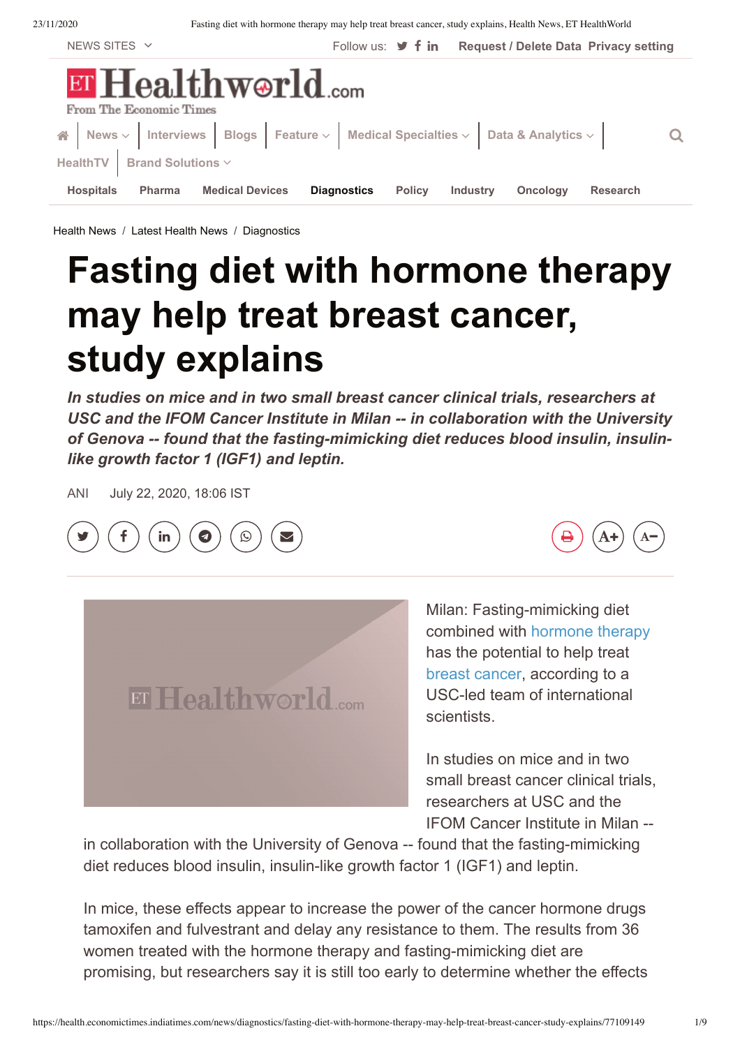Health News / Latest Health News / Diagnostics

# Fasting diet with hormone therapy may help treat breast cancer, study explains

***In studies on mice and in two small breast cancer clinical trials, researchers at USC and the IFOM Cancer Institute in Milan -- in collaboration with the University of Genova -- found that the fasting-mimicking diet reduces blood insulin, insulin-like growth factor 1 (IGF1) and leptin.***

ANI July 22, 2020, 18:06 IST

Milan: Fasting-mimicking diet combined with hormone therapy has the potential to help treat breast cancer, according to a USC-led team of international scientists.

In studies on mice and in two small breast cancer clinical trials, researchers at USC and the IFOM Cancer Institute in Milan -- in collaboration with the University of Genova -- found that the fasting-mimicking diet reduces blood insulin, insulin-like growth factor 1 (IGF1) and leptin.

In mice, these effects appear to increase the power of the cancer hormone drugs tamoxifen and fulvestrant and delay any resistance to them. The results from 36 women treated with the hormone therapy and fasting-mimicking diet are promising, but researchers say it is still too early to determine whether the effects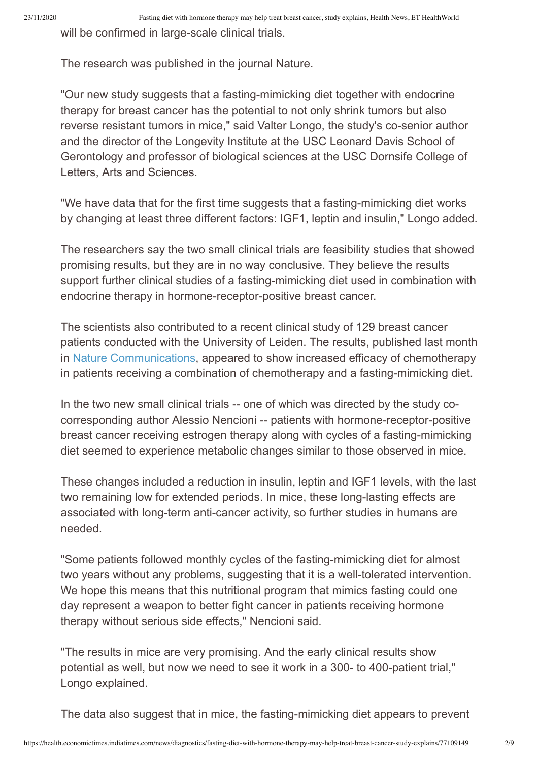will be confirmed in large-scale clinical trials.

The research was published in the journal Nature.

"Our new study suggests that a fasting-mimicking diet together with endocrine therapy for breast cancer has the potential to not only shrink tumors but also reverse resistant tumors in mice," said Valter Longo, the study's co-senior author and the director of the Longevity Institute at the USC Leonard Davis School of Gerontology and professor of biological sciences at the USC Dornsife College of Letters, Arts and Sciences.

"We have data that for the first time suggests that a fasting-mimicking diet works by changing at least three different factors: IGF1, leptin and insulin," Longo added.

The researchers say the two small clinical trials are feasibility studies that showed promising results, but they are in no way conclusive. They believe the results support further clinical studies of a fasting-mimicking diet used in combination with endocrine therapy in hormone-receptor-positive breast cancer.

The scientists also contributed to a recent clinical study of 129 breast cancer patients conducted with the University of Leiden. The results, published last month in Nature Communications, appeared to show increased efficacy of chemotherapy in patients receiving a combination of chemotherapy and a fasting-mimicking diet.

In the two new small clinical trials -- one of which was directed by the study co-corresponding author Alessio Nencioni -- patients with hormone-receptor-positive breast cancer receiving estrogen therapy along with cycles of a fasting-mimicking diet seemed to experience metabolic changes similar to those observed in mice.

These changes included a reduction in insulin, leptin and IGF1 levels, with the last two remaining low for extended periods. In mice, these long-lasting effects are associated with long-term anti-cancer activity, so further studies in humans are needed.

"Some patients followed monthly cycles of the fasting-mimicking diet for almost two years without any problems, suggesting that it is a well-tolerated intervention. We hope this means that this nutritional program that mimics fasting could one day represent a weapon to better fight cancer in patients receiving hormone therapy without serious side effects," Nencioni said.

"The results in mice are very promising. And the early clinical results show potential as well, but now we need to see it work in a 300- to 400-patient trial," Longo explained.

The data also suggest that in mice, the fasting-mimicking diet appears to prevent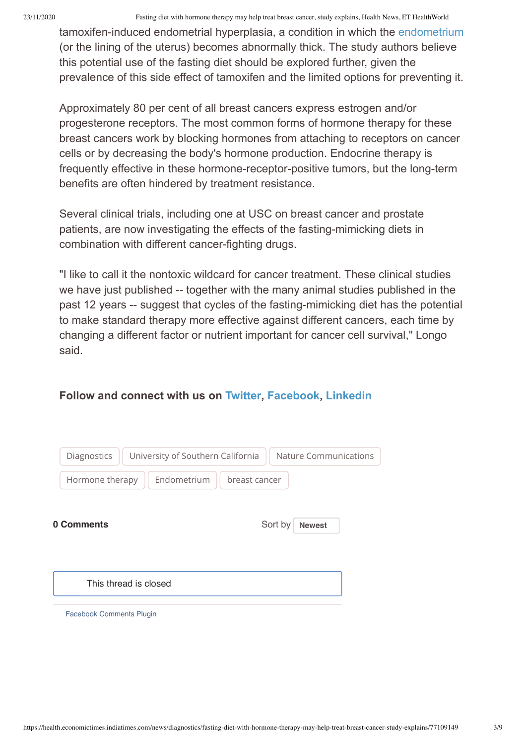tamoxifen-induced endometrial hyperplasia, a condition in which the endometrium (or the lining of the uterus) becomes abnormally thick. The study authors believe this potential use of the fasting diet should be explored further, given the prevalence of this side effect of tamoxifen and the limited options for preventing it.

Approximately 80 per cent of all breast cancers express estrogen and/or progesterone receptors. The most common forms of hormone therapy for these breast cancers work by blocking hormones from attaching to receptors on cancer cells or by decreasing the body's hormone production. Endocrine therapy is frequently effective in these hormone-receptor-positive tumors, but the long-term benefits are often hindered by treatment resistance.

Several clinical trials, including one at USC on breast cancer and prostate patients, are now investigating the effects of the fasting-mimicking diets in combination with different cancer-fighting drugs.

"I like to call it the nontoxic wildcard for cancer treatment. These clinical studies we have just published -- together with the many animal studies published in the past 12 years -- suggest that cycles of the fasting-mimicking diet has the potential to make standard therapy more effective against different cancers, each time by changing a different factor or nutrient important for cancer cell survival," Longo said.

**Follow and connect with us on Twitter, Facebook, Linkedin**

Diagnostics | University of Southern California | Nature Communications | Hormone therapy | Endometrium | breast cancer

**0 Comments** Sort by **Newest**

This thread is closed

Facebook Comments Plugin